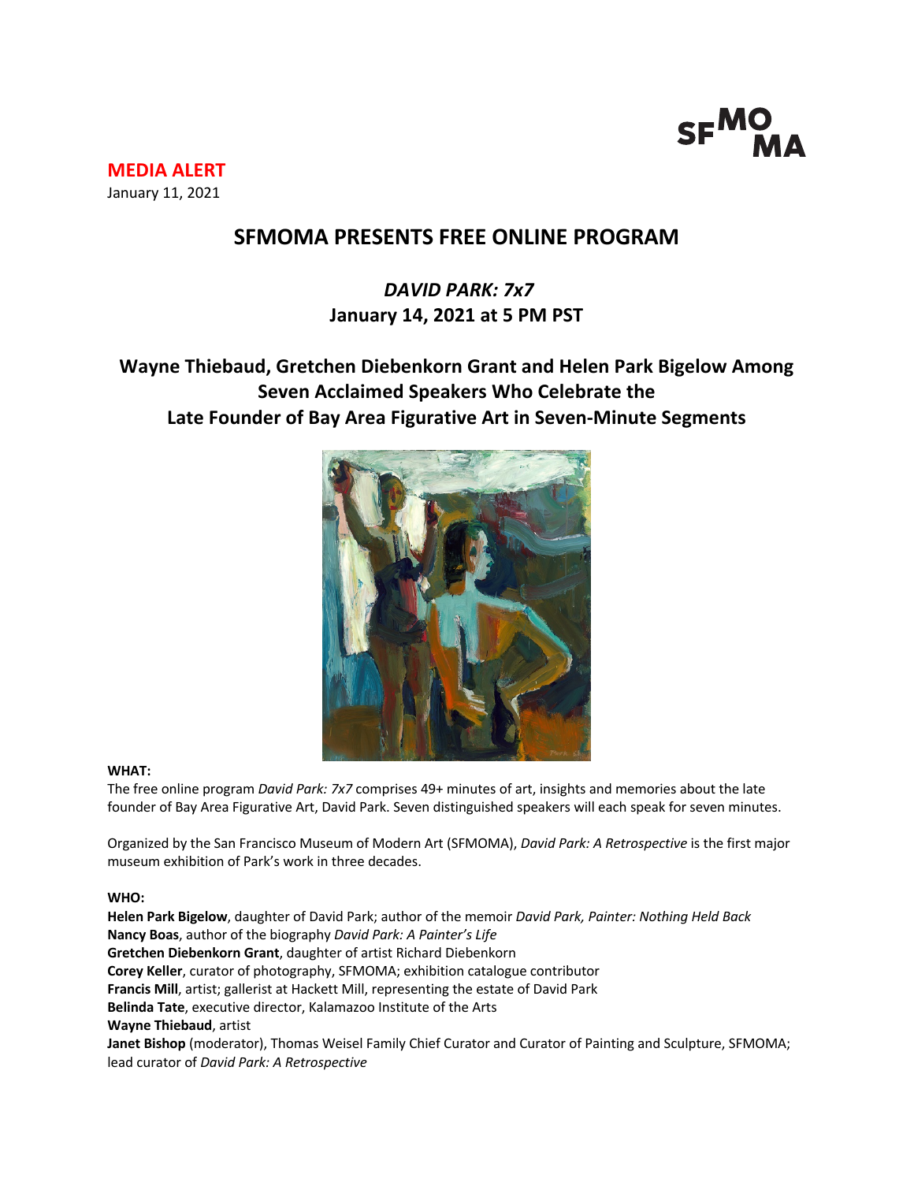**MEDIA ALERT**
January 11, 2021

# SFMOMA PRESENTS FREE ONLINE PROGRAM

## *DAVID PARK: 7x7*
## January 14, 2021 at 5 PM PST

### Wayne Thiebaud, Gretchen Diebenkorn Grant and Helen Park Bigelow Among Seven Acclaimed Speakers Who Celebrate the Late Founder of Bay Area Figurative Art in Seven-Minute Segments

**WHAT:**
The free online program *David Park: 7x7* comprises 49+ minutes of art, insights and memories about the late founder of Bay Area Figurative Art, David Park. Seven distinguished speakers will each speak for seven minutes.

Organized by the San Francisco Museum of Modern Art (SFMOMA), *David Park: A Retrospective* is the first major museum exhibition of Park's work in three decades.

**WHO:**
**Helen Park Bigelow**, daughter of David Park; author of the memoir *David Park, Painter: Nothing Held Back*
**Nancy Boas**, author of the biography *David Park: A Painter's Life*
**Gretchen Diebenkorn Grant**, daughter of artist Richard Diebenkorn
**Corey Keller**, curator of photography, SFMOMA; exhibition catalogue contributor
**Francis Mill**, artist; gallerist at Hackett Mill, representing the estate of David Park
**Belinda Tate**, executive director, Kalamazoo Institute of the Arts
**Wayne Thiebaud**, artist
**Janet Bishop** (moderator), Thomas Weisel Family Chief Curator and Curator of Painting and Sculpture, SFMOMA; lead curator of *David Park: A Retrospective*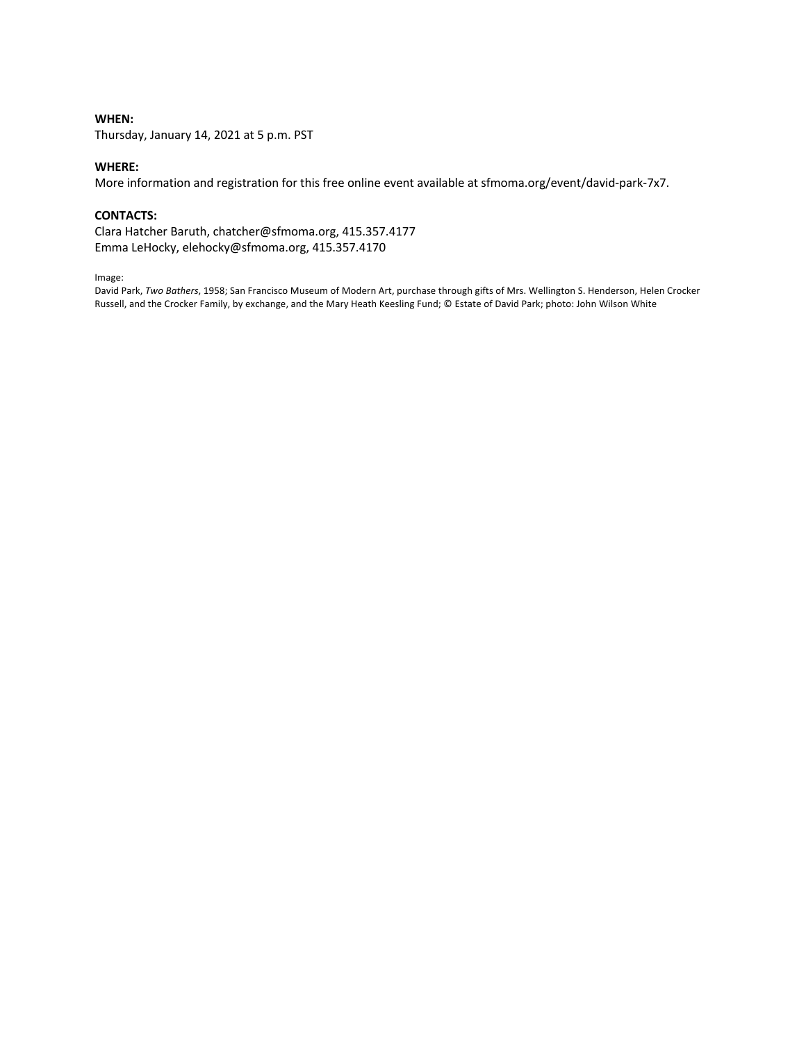**WHEN:**
Thursday, January 14, 2021 at 5 p.m. PST

**WHERE:**
More information and registration for this free online event available at sfmoma.org/event/david-park-7x7.

**CONTACTS:**
Clara Hatcher Baruth, chatcher@sfmoma.org, 415.357.4177
Emma LeHocky, elehocky@sfmoma.org, 415.357.4170

Image:
David Park, *Two Bathers*, 1958; San Francisco Museum of Modern Art, purchase through gifts of Mrs. Wellington S. Henderson, Helen Crocker Russell, and the Crocker Family, by exchange, and the Mary Heath Keesling Fund; © Estate of David Park; photo: John Wilson White